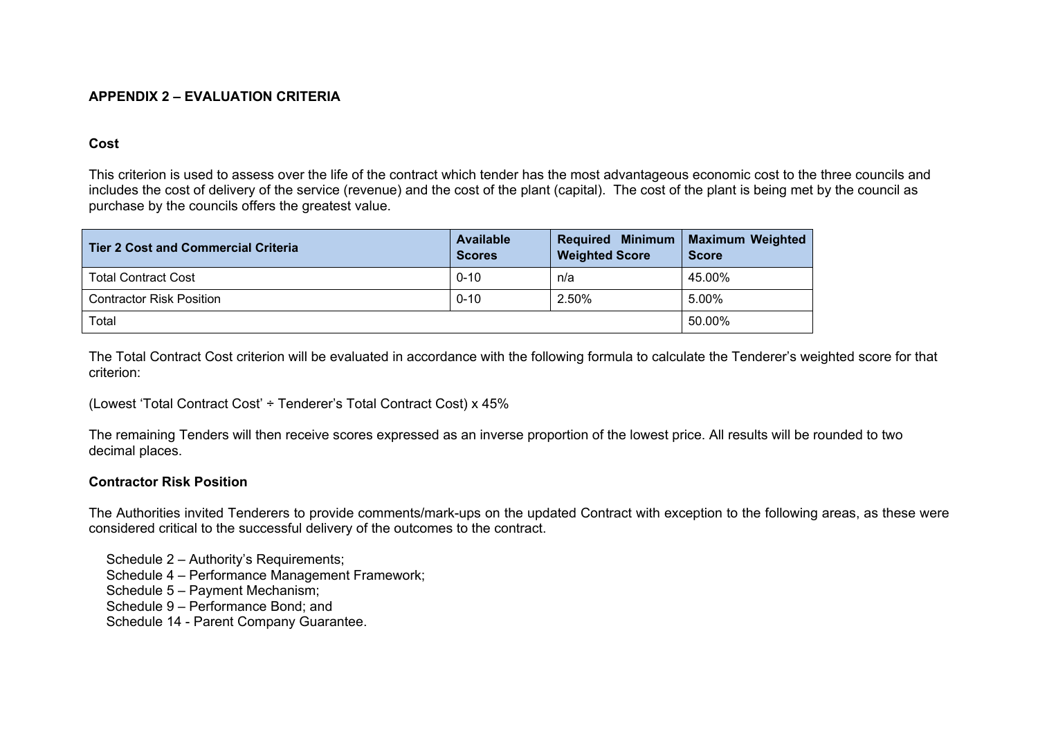## APPENDIX 2 – EVALUATION CRITERIA

### Cost

This criterion is used to assess over the life of the contract which tender has the most advantageous economic cost to the three councils and includes the cost of delivery of the service (revenue) and the cost of the plant (capital). The cost of the plant is being met by the council as purchase by the councils offers the greatest value.

| Tier 2 Cost and Commercial Criteria | Available Scores | Required Minimum Weighted Score | Maximum Weighted Score |
|---|---|---|---|
| Total Contract Cost | 0-10 | n/a | 45.00% |
| Contractor Risk Position | 0-10 | 2.50% | 5.00% |
| Total | | | 50.00% |

The Total Contract Cost criterion will be evaluated in accordance with the following formula to calculate the Tenderer's weighted score for that criterion:

(Lowest 'Total Contract Cost' ÷ Tenderer's Total Contract Cost) x 45%

The remaining Tenders will then receive scores expressed as an inverse proportion of the lowest price. All results will be rounded to two decimal places.

### Contractor Risk Position

The Authorities invited Tenderers to provide comments/mark-ups on the updated Contract with exception to the following areas, as these were considered critical to the successful delivery of the outcomes to the contract.

- Schedule 2 – Authority's Requirements;
- Schedule 4 – Performance Management Framework;
- Schedule 5 – Payment Mechanism;
- Schedule 9 – Performance Bond; and
- Schedule 14 - Parent Company Guarantee.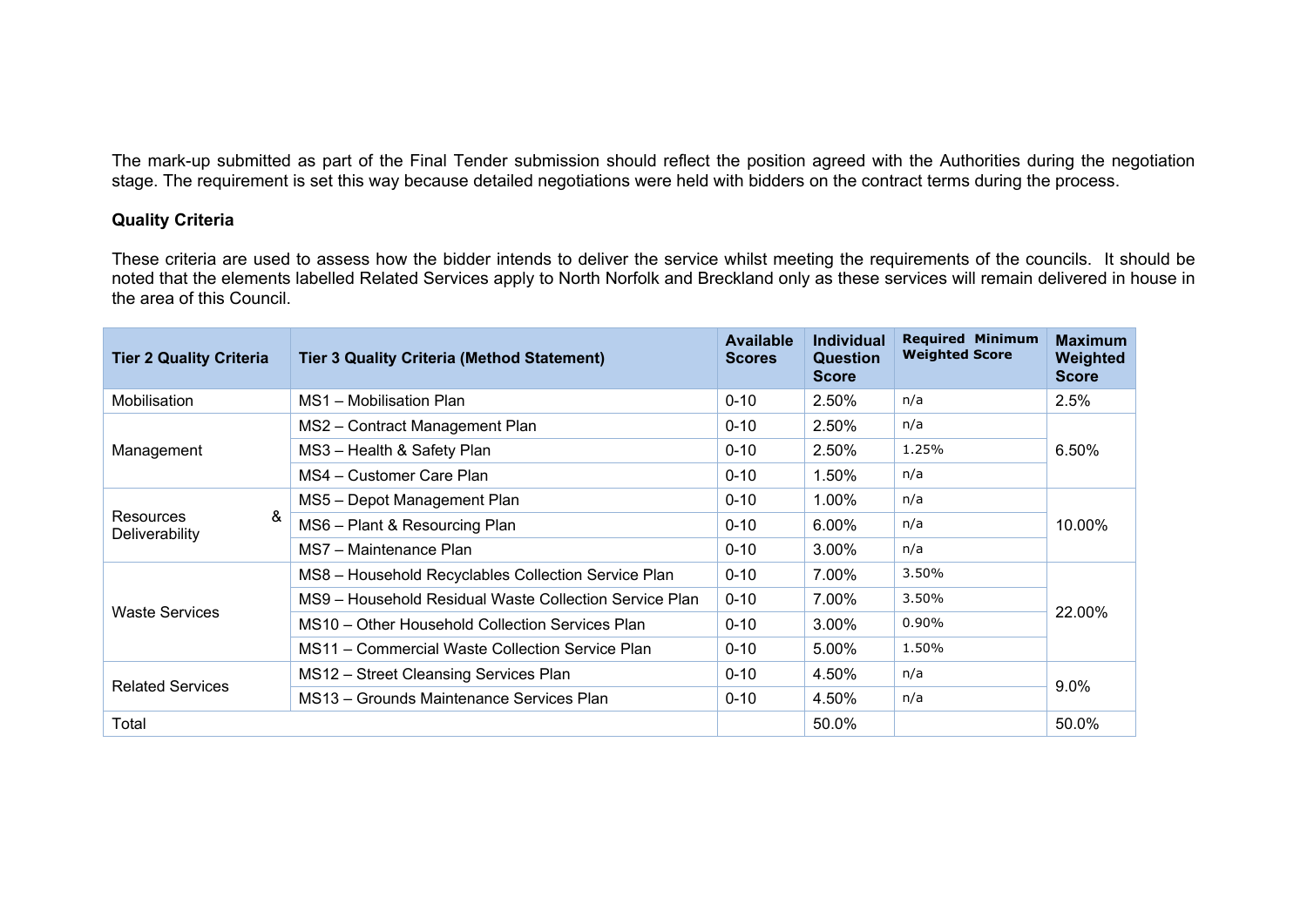The mark-up submitted as part of the Final Tender submission should reflect the position agreed with the Authorities during the negotiation stage. The requirement is set this way because detailed negotiations were held with bidders on the contract terms during the process.

**Quality Criteria**

These criteria are used to assess how the bidder intends to deliver the service whilst meeting the requirements of the councils. It should be noted that the elements labelled Related Services apply to North Norfolk and Breckland only as these services will remain delivered in house in the area of this Council.

| Tier 2 Quality Criteria | Tier 3 Quality Criteria (Method Statement) | Available Scores | Individual Question Score | Required Minimum Weighted Score | Maximum Weighted Score |
|---|---|---|---|---|---|
| Mobilisation | MS1 – Mobilisation Plan | 0-10 | 2.50% | n/a | 2.5% |
| Management | MS2 – Contract Management Plan | 0-10 | 2.50% | n/a | 6.50% |
| | MS3 – Health & Safety Plan | 0-10 | 2.50% | 1.25% | |
| | MS4 – Customer Care Plan | 0-10 | 1.50% | n/a | |
| Resources & Deliverability | MS5 – Depot Management Plan | 0-10 | 1.00% | n/a | 10.00% |
| | MS6 – Plant & Resourcing Plan | 0-10 | 6.00% | n/a | |
| | MS7 – Maintenance Plan | 0-10 | 3.00% | n/a | |
| Waste Services | MS8 – Household Recyclables Collection Service Plan | 0-10 | 7.00% | 3.50% | 22.00% |
| | MS9 – Household Residual Waste Collection Service Plan | 0-10 | 7.00% | 3.50% | |
| | MS10 – Other Household Collection Services Plan | 0-10 | 3.00% | 0.90% | |
| | MS11 – Commercial Waste Collection Service Plan | 0-10 | 5.00% | 1.50% | |
| Related Services | MS12 – Street Cleansing Services Plan | 0-10 | 4.50% | n/a | 9.0% |
| | MS13 – Grounds Maintenance Services Plan | 0-10 | 4.50% | n/a | |
| Total | | | 50.0% | | 50.0% |